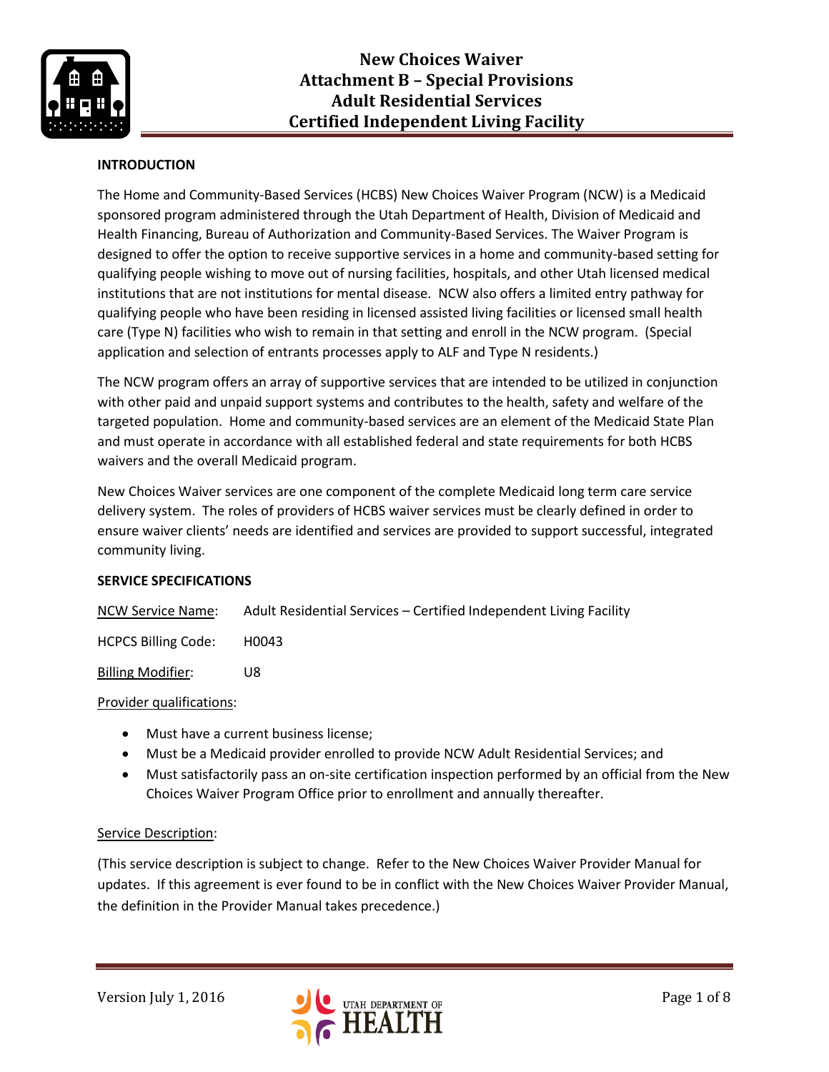# New Choices Waiver
# Attachment B – Special Provisions
# Adult Residential Services
# Certified Independent Living Facility

**INTRODUCTION**

The Home and Community-Based Services (HCBS) New Choices Waiver Program (NCW) is a Medicaid sponsored program administered through the Utah Department of Health, Division of Medicaid and Health Financing, Bureau of Authorization and Community-Based Services. The Waiver Program is designed to offer the option to receive supportive services in a home and community-based setting for qualifying people wishing to move out of nursing facilities, hospitals, and other Utah licensed medical institutions that are not institutions for mental disease. NCW also offers a limited entry pathway for qualifying people who have been residing in licensed assisted living facilities or licensed small health care (Type N) facilities who wish to remain in that setting and enroll in the NCW program. (Special application and selection of entrants processes apply to ALF and Type N residents.)

The NCW program offers an array of supportive services that are intended to be utilized in conjunction with other paid and unpaid support systems and contributes to the health, safety and welfare of the targeted population. Home and community-based services are an element of the Medicaid State Plan and must operate in accordance with all established federal and state requirements for both HCBS waivers and the overall Medicaid program.

New Choices Waiver services are one component of the complete Medicaid long term care service delivery system. The roles of providers of HCBS waiver services must be clearly defined in order to ensure waiver clients' needs are identified and services are provided to support successful, integrated community living.

**SERVICE SPECIFICATIONS**

NCW Service Name: Adult Residential Services – Certified Independent Living Facility

HCPCS Billing Code: H0043

Billing Modifier: U8

Provider qualifications:

- Must have a current business license;
- Must be a Medicaid provider enrolled to provide NCW Adult Residential Services; and
- Must satisfactorily pass an on-site certification inspection performed by an official from the New Choices Waiver Program Office prior to enrollment and annually thereafter.

Service Description:

(This service description is subject to change. Refer to the New Choices Waiver Provider Manual for updates. If this agreement is ever found to be in conflict with the New Choices Waiver Provider Manual, the definition in the Provider Manual takes precedence.)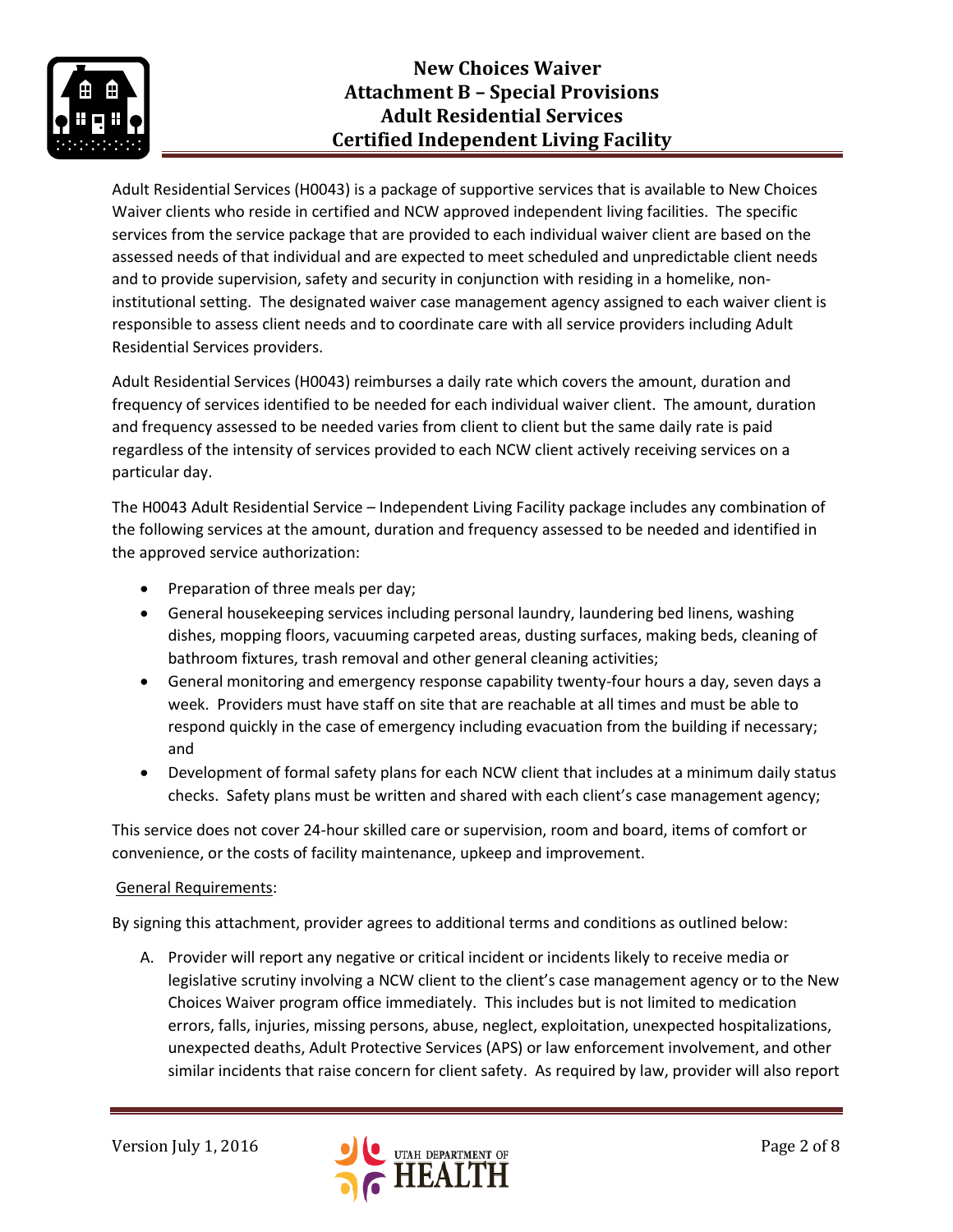# New Choices Waiver
# Attachment B – Special Provisions
# Adult Residential Services
# Certified Independent Living Facility

Adult Residential Services (H0043) is a package of supportive services that is available to New Choices Waiver clients who reside in certified and NCW approved independent living facilities. The specific services from the service package that are provided to each individual waiver client are based on the assessed needs of that individual and are expected to meet scheduled and unpredictable client needs and to provide supervision, safety and security in conjunction with residing in a homelike, non-institutional setting. The designated waiver case management agency assigned to each waiver client is responsible to assess client needs and to coordinate care with all service providers including Adult Residential Services providers.

Adult Residential Services (H0043) reimburses a daily rate which covers the amount, duration and frequency of services identified to be needed for each individual waiver client. The amount, duration and frequency assessed to be needed varies from client to client but the same daily rate is paid regardless of the intensity of services provided to each NCW client actively receiving services on a particular day.

The H0043 Adult Residential Service – Independent Living Facility package includes any combination of the following services at the amount, duration and frequency assessed to be needed and identified in the approved service authorization:

- Preparation of three meals per day;
- General housekeeping services including personal laundry, laundering bed linens, washing dishes, mopping floors, vacuuming carpeted areas, dusting surfaces, making beds, cleaning of bathroom fixtures, trash removal and other general cleaning activities;
- General monitoring and emergency response capability twenty-four hours a day, seven days a week. Providers must have staff on site that are reachable at all times and must be able to respond quickly in the case of emergency including evacuation from the building if necessary; and
- Development of formal safety plans for each NCW client that includes at a minimum daily status checks. Safety plans must be written and shared with each client's case management agency;

This service does not cover 24-hour skilled care or supervision, room and board, items of comfort or convenience, or the costs of facility maintenance, upkeep and improvement.

<u>General Requirements</u>:

By signing this attachment, provider agrees to additional terms and conditions as outlined below:

A. Provider will report any negative or critical incident or incidents likely to receive media or legislative scrutiny involving a NCW client to the client's case management agency or to the New Choices Waiver program office immediately. This includes but is not limited to medication errors, falls, injuries, missing persons, abuse, neglect, exploitation, unexpected hospitalizations, unexpected deaths, Adult Protective Services (APS) or law enforcement involvement, and other similar incidents that raise concern for client safety. As required by law, provider will also report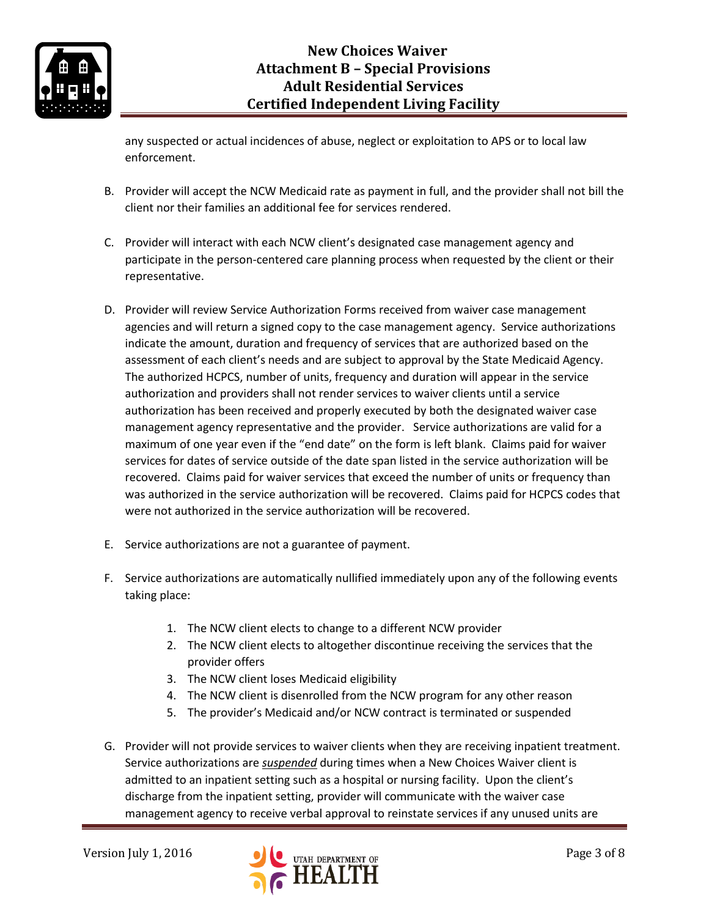any suspected or actual incidences of abuse, neglect or exploitation to APS or to local law enforcement.

B. Provider will accept the NCW Medicaid rate as payment in full, and the provider shall not bill the client nor their families an additional fee for services rendered.

C. Provider will interact with each NCW client's designated case management agency and participate in the person-centered care planning process when requested by the client or their representative.

D. Provider will review Service Authorization Forms received from waiver case management agencies and will return a signed copy to the case management agency. Service authorizations indicate the amount, duration and frequency of services that are authorized based on the assessment of each client's needs and are subject to approval by the State Medicaid Agency. The authorized HCPCS, number of units, frequency and duration will appear in the service authorization and providers shall not render services to waiver clients until a service authorization has been received and properly executed by both the designated waiver case management agency representative and the provider. Service authorizations are valid for a maximum of one year even if the "end date" on the form is left blank. Claims paid for waiver services for dates of service outside of the date span listed in the service authorization will be recovered. Claims paid for waiver services that exceed the number of units or frequency than was authorized in the service authorization will be recovered. Claims paid for HCPCS codes that were not authorized in the service authorization will be recovered.

E. Service authorizations are not a guarantee of payment.

F. Service authorizations are automatically nullified immediately upon any of the following events taking place:

   1. The NCW client elects to change to a different NCW provider
   2. The NCW client elects to altogether discontinue receiving the services that the provider offers
   3. The NCW client loses Medicaid eligibility
   4. The NCW client is disenrolled from the NCW program for any other reason
   5. The provider's Medicaid and/or NCW contract is terminated or suspended

G. Provider will not provide services to waiver clients when they are receiving inpatient treatment. Service authorizations are ***suspended*** during times when a New Choices Waiver client is admitted to an inpatient setting such as a hospital or nursing facility. Upon the client's discharge from the inpatient setting, provider will communicate with the waiver case management agency to receive verbal approval to reinstate services if any unused units are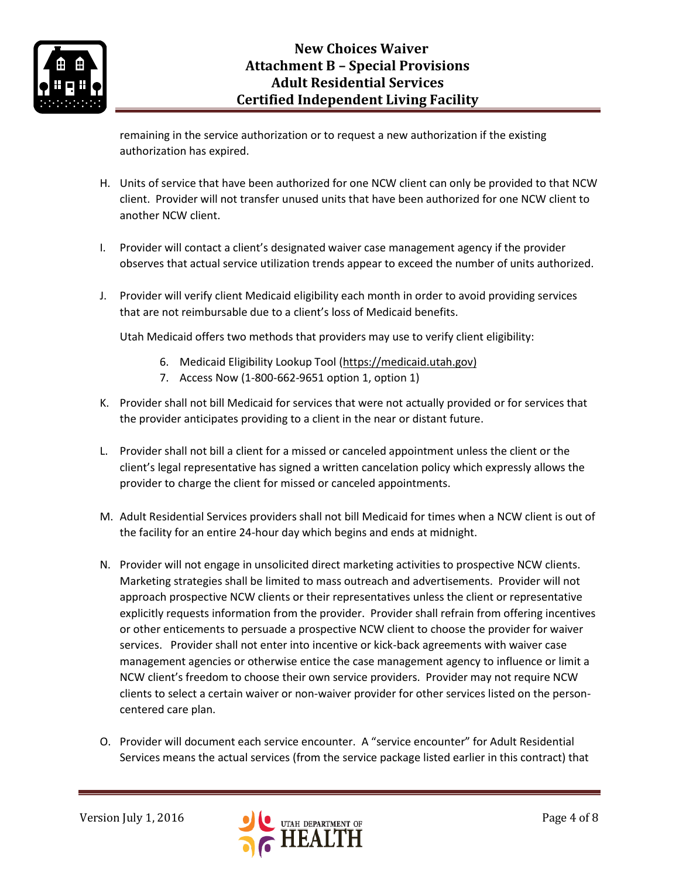remaining in the service authorization or to request a new authorization if the existing authorization has expired.

H. Units of service that have been authorized for one NCW client can only be provided to that NCW client. Provider will not transfer unused units that have been authorized for one NCW client to another NCW client.

I. Provider will contact a client's designated waiver case management agency if the provider observes that actual service utilization trends appear to exceed the number of units authorized.

J. Provider will verify client Medicaid eligibility each month in order to avoid providing services that are not reimbursable due to a client's loss of Medicaid benefits.

   Utah Medicaid offers two methods that providers may use to verify client eligibility:

   6. Medicaid Eligibility Lookup Tool (https://medicaid.utah.gov)
   7. Access Now (1-800-662-9651 option 1, option 1)

K. Provider shall not bill Medicaid for services that were not actually provided or for services that the provider anticipates providing to a client in the near or distant future.

L. Provider shall not bill a client for a missed or canceled appointment unless the client or the client's legal representative has signed a written cancelation policy which expressly allows the provider to charge the client for missed or canceled appointments.

M. Adult Residential Services providers shall not bill Medicaid for times when a NCW client is out of the facility for an entire 24-hour day which begins and ends at midnight.

N. Provider will not engage in unsolicited direct marketing activities to prospective NCW clients. Marketing strategies shall be limited to mass outreach and advertisements. Provider will not approach prospective NCW clients or their representatives unless the client or representative explicitly requests information from the provider. Provider shall refrain from offering incentives or other enticements to persuade a prospective NCW client to choose the provider for waiver services. Provider shall not enter into incentive or kick-back agreements with waiver case management agencies or otherwise entice the case management agency to influence or limit a NCW client's freedom to choose their own service providers. Provider may not require NCW clients to select a certain waiver or non-waiver provider for other services listed on the person-centered care plan.

O. Provider will document each service encounter. A "service encounter" for Adult Residential Services means the actual services (from the service package listed earlier in this contract) that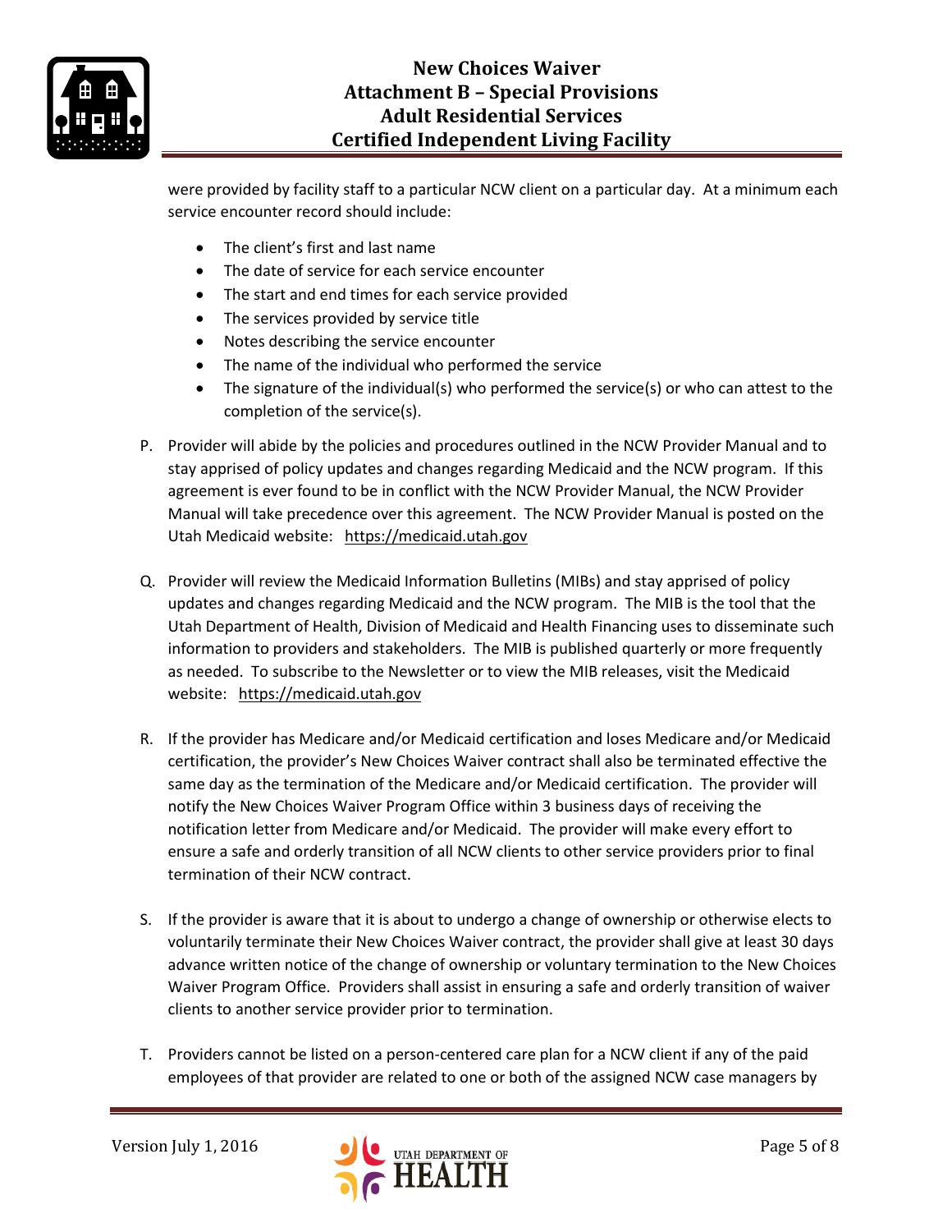were provided by facility staff to a particular NCW client on a particular day. At a minimum each service encounter record should include:

- The client's first and last name
- The date of service for each service encounter
- The start and end times for each service provided
- The services provided by service title
- Notes describing the service encounter
- The name of the individual who performed the service
- The signature of the individual(s) who performed the service(s) or who can attest to the completion of the service(s).

P. Provider will abide by the policies and procedures outlined in the NCW Provider Manual and to stay apprised of policy updates and changes regarding Medicaid and the NCW program. If this agreement is ever found to be in conflict with the NCW Provider Manual, the NCW Provider Manual will take precedence over this agreement. The NCW Provider Manual is posted on the Utah Medicaid website: https://medicaid.utah.gov

Q. Provider will review the Medicaid Information Bulletins (MIBs) and stay apprised of policy updates and changes regarding Medicaid and the NCW program. The MIB is the tool that the Utah Department of Health, Division of Medicaid and Health Financing uses to disseminate such information to providers and stakeholders. The MIB is published quarterly or more frequently as needed. To subscribe to the Newsletter or to view the MIB releases, visit the Medicaid website: https://medicaid.utah.gov

R. If the provider has Medicare and/or Medicaid certification and loses Medicare and/or Medicaid certification, the provider's New Choices Waiver contract shall also be terminated effective the same day as the termination of the Medicare and/or Medicaid certification. The provider will notify the New Choices Waiver Program Office within 3 business days of receiving the notification letter from Medicare and/or Medicaid. The provider will make every effort to ensure a safe and orderly transition of all NCW clients to other service providers prior to final termination of their NCW contract.

S. If the provider is aware that it is about to undergo a change of ownership or otherwise elects to voluntarily terminate their New Choices Waiver contract, the provider shall give at least 30 days advance written notice of the change of ownership or voluntary termination to the New Choices Waiver Program Office. Providers shall assist in ensuring a safe and orderly transition of waiver clients to another service provider prior to termination.

T. Providers cannot be listed on a person-centered care plan for a NCW client if any of the paid employees of that provider are related to one or both of the assigned NCW case managers by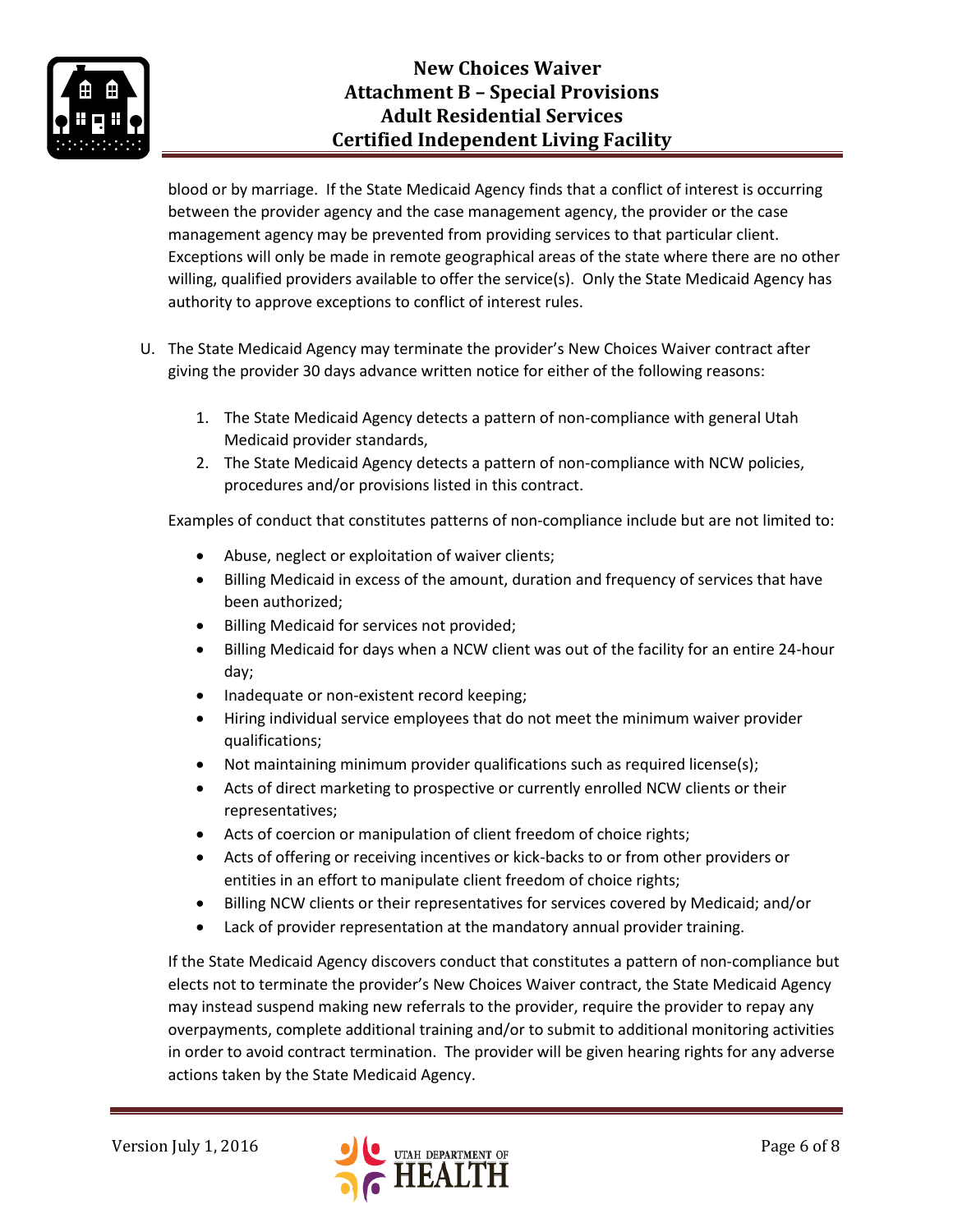blood or by marriage. If the State Medicaid Agency finds that a conflict of interest is occurring between the provider agency and the case management agency, the provider or the case management agency may be prevented from providing services to that particular client. Exceptions will only be made in remote geographical areas of the state where there are no other willing, qualified providers available to offer the service(s). Only the State Medicaid Agency has authority to approve exceptions to conflict of interest rules.

U. The State Medicaid Agency may terminate the provider's New Choices Waiver contract after giving the provider 30 days advance written notice for either of the following reasons:

   1. The State Medicaid Agency detects a pattern of non-compliance with general Utah Medicaid provider standards,
   2. The State Medicaid Agency detects a pattern of non-compliance with NCW policies, procedures and/or provisions listed in this contract.

   Examples of conduct that constitutes patterns of non-compliance include but are not limited to:

   - Abuse, neglect or exploitation of waiver clients;
   - Billing Medicaid in excess of the amount, duration and frequency of services that have been authorized;
   - Billing Medicaid for services not provided;
   - Billing Medicaid for days when a NCW client was out of the facility for an entire 24-hour day;
   - Inadequate or non-existent record keeping;
   - Hiring individual service employees that do not meet the minimum waiver provider qualifications;
   - Not maintaining minimum provider qualifications such as required license(s);
   - Acts of direct marketing to prospective or currently enrolled NCW clients or their representatives;
   - Acts of coercion or manipulation of client freedom of choice rights;
   - Acts of offering or receiving incentives or kick-backs to or from other providers or entities in an effort to manipulate client freedom of choice rights;
   - Billing NCW clients or their representatives for services covered by Medicaid; and/or
   - Lack of provider representation at the mandatory annual provider training.

   If the State Medicaid Agency discovers conduct that constitutes a pattern of non-compliance but elects not to terminate the provider's New Choices Waiver contract, the State Medicaid Agency may instead suspend making new referrals to the provider, require the provider to repay any overpayments, complete additional training and/or to submit to additional monitoring activities in order to avoid contract termination. The provider will be given hearing rights for any adverse actions taken by the State Medicaid Agency.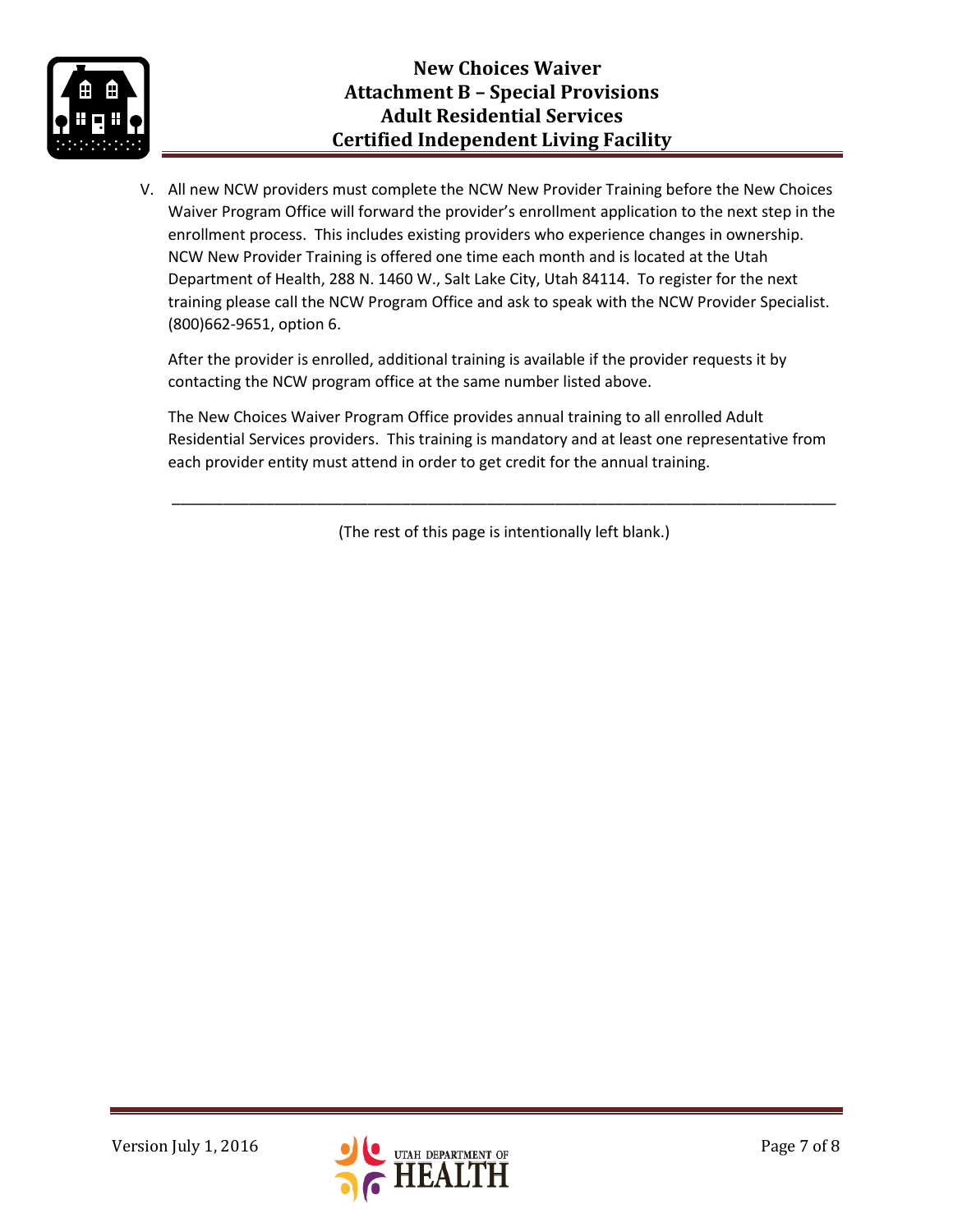V. All new NCW providers must complete the NCW New Provider Training before the New Choices Waiver Program Office will forward the provider's enrollment application to the next step in the enrollment process. This includes existing providers who experience changes in ownership. NCW New Provider Training is offered one time each month and is located at the Utah Department of Health, 288 N. 1460 W., Salt Lake City, Utah 84114. To register for the next training please call the NCW Program Office and ask to speak with the NCW Provider Specialist. (800)662-9651, option 6.

   After the provider is enrolled, additional training is available if the provider requests it by contacting the NCW program office at the same number listed above.

   The New Choices Waiver Program Office provides annual training to all enrolled Adult Residential Services providers. This training is mandatory and at least one representative from each provider entity must attend in order to get credit for the annual training.

---

(The rest of this page is intentionally left blank.)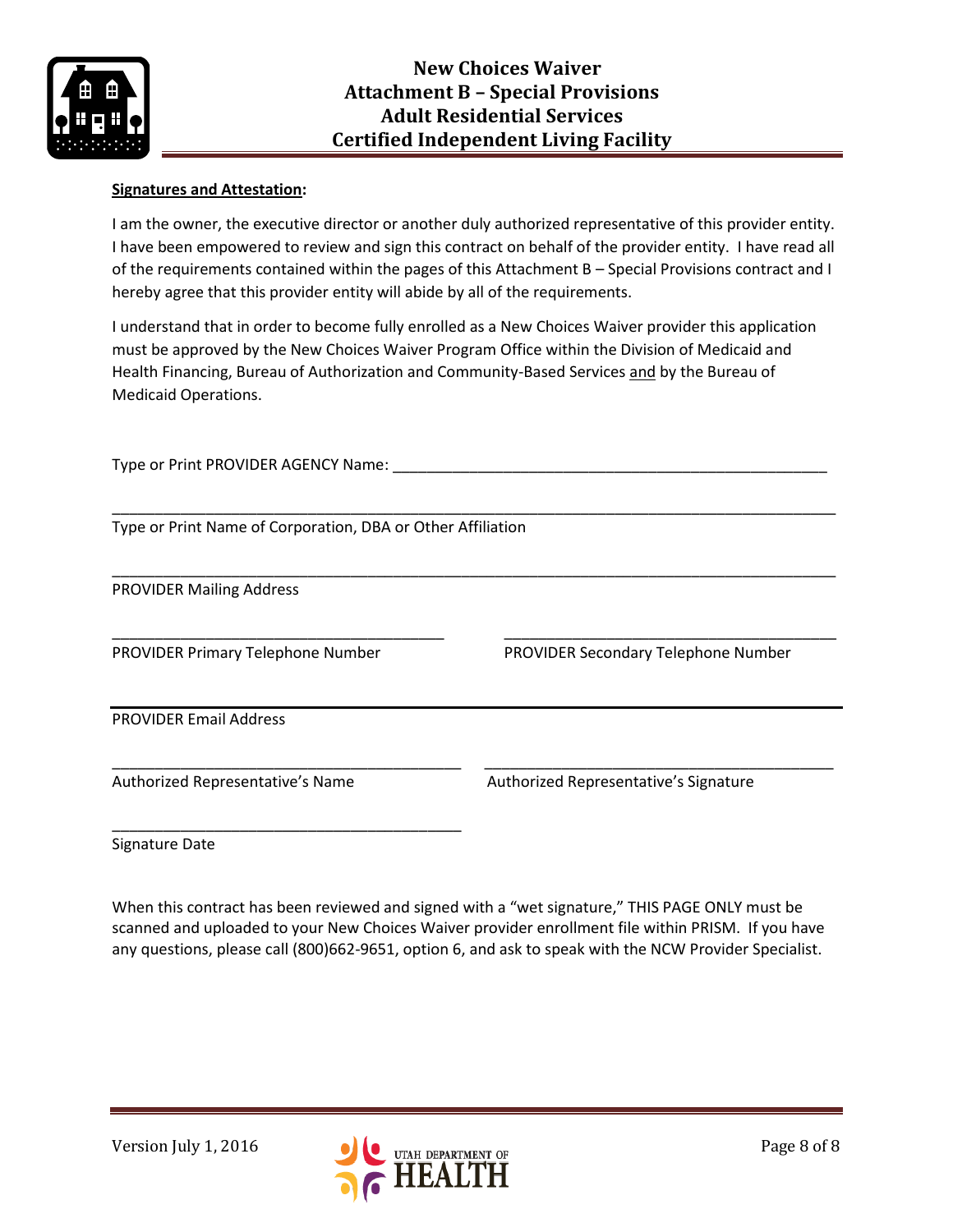# New Choices Waiver
# Attachment B – Special Provisions
# Adult Residential Services
# Certified Independent Living Facility

**Signatures and Attestation:**

I am the owner, the executive director or another duly authorized representative of this provider entity. I have been empowered to review and sign this contract on behalf of the provider entity. I have read all of the requirements contained within the pages of this Attachment B – Special Provisions contract and I hereby agree that this provider entity will abide by all of the requirements.

I understand that in order to become fully enrolled as a New Choices Waiver provider this application must be approved by the New Choices Waiver Program Office within the Division of Medicaid and Health Financing, Bureau of Authorization and Community-Based Services and by the Bureau of Medicaid Operations.

Type or Print PROVIDER AGENCY Name: ______________________________________________________

______________________________________________________________________________

Type or Print Name of Corporation, DBA or Other Affiliation

______________________________________________________________________________

PROVIDER Mailing Address

________________________________________ ________________________________________

PROVIDER Primary Telephone Number PROVIDER Secondary Telephone Number

______________________________________________________________________________

PROVIDER Email Address

__________________________________________ __________________________________________

Authorized Representative's Name Authorized Representative's Signature

__________________________________________

Signature Date

When this contract has been reviewed and signed with a "wet signature," THIS PAGE ONLY must be scanned and uploaded to your New Choices Waiver provider enrollment file within PRISM. If you have any questions, please call (800)662-9651, option 6, and ask to speak with the NCW Provider Specialist.